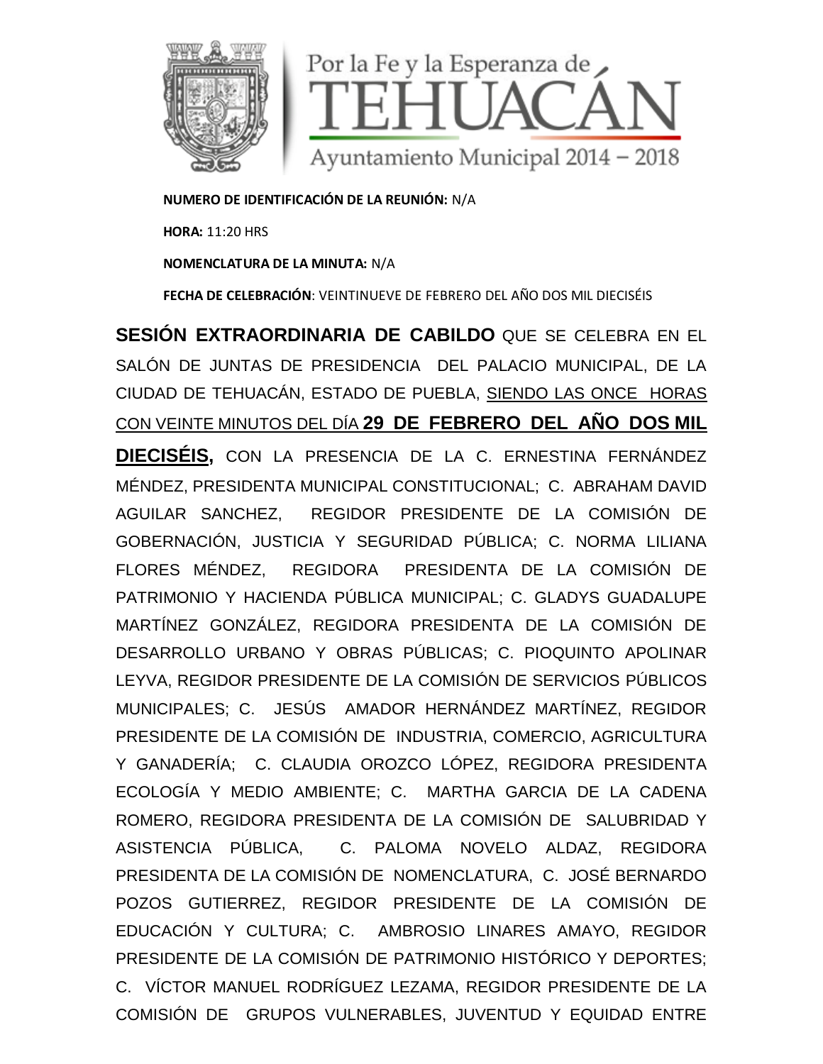Por la Fe y la Esperanza de

# TEHUACÁN

Ayuntamiento Municipal 2014 – 2018

**NUMERO DE IDENTIFICACIÓN DE LA REUNIÓN:** N/A

**HORA:** 11:20 HRS

**NOMENCLATURA DE LA MINUTA:** N/A

**FECHA DE CELEBRACIÓN**: VEINTINUEVE DE FEBRERO DEL AÑO DOS MIL DIECISÉIS

**SESIÓN EXTRAORDINARIA DE CABILDO** QUE SE CELEBRA EN EL SALÓN DE JUNTAS DE PRESIDENCIA DEL PALACIO MUNICIPAL, DE LA CIUDAD DE TEHUACÁN, ESTADO DE PUEBLA, SIENDO LAS ONCE HORAS CON VEINTE MINUTOS DEL DÍA **29 DE FEBRERO DEL AÑO DOS MIL DIECISÉIS,** CON LA PRESENCIA DE LA C. ERNESTINA FERNÁNDEZ MÉNDEZ, PRESIDENTA MUNICIPAL CONSTITUCIONAL; C. ABRAHAM DAVID AGUILAR SANCHEZ, REGIDOR PRESIDENTE DE LA COMISIÓN DE GOBERNACIÓN, JUSTICIA Y SEGURIDAD PÚBLICA; C. NORMA LILIANA FLORES MÉNDEZ, REGIDORA PRESIDENTA DE LA COMISIÓN DE PATRIMONIO Y HACIENDA PÚBLICA MUNICIPAL; C. GLADYS GUADALUPE MARTÍNEZ GONZÁLEZ, REGIDORA PRESIDENTA DE LA COMISIÓN DE DESARROLLO URBANO Y OBRAS PÚBLICAS; C. PIOQUINTO APOLINAR LEYVA, REGIDOR PRESIDENTE DE LA COMISIÓN DE SERVICIOS PÚBLICOS MUNICIPALES; C. JESÚS AMADOR HERNÁNDEZ MARTÍNEZ, REGIDOR PRESIDENTE DE LA COMISIÓN DE INDUSTRIA, COMERCIO, AGRICULTURA Y GANADERÍA; C. CLAUDIA OROZCO LÓPEZ, REGIDORA PRESIDENTA ECOLOGÍA Y MEDIO AMBIENTE; C. MARTHA GARCIA DE LA CADENA ROMERO, REGIDORA PRESIDENTA DE LA COMISIÓN DE SALUBRIDAD Y ASISTENCIA PÚBLICA, C. PALOMA NOVELO ALDAZ, REGIDORA PRESIDENTA DE LA COMISIÓN DE NOMENCLATURA, C. JOSÉ BERNARDO POZOS GUTIERREZ, REGIDOR PRESIDENTE DE LA COMISIÓN DE EDUCACIÓN Y CULTURA; C. AMBROSIO LINARES AMAYO, REGIDOR PRESIDENTE DE LA COMISIÓN DE PATRIMONIO HISTÓRICO Y DEPORTES; C. VÍCTOR MANUEL RODRÍGUEZ LEZAMA, REGIDOR PRESIDENTE DE LA COMISIÓN DE GRUPOS VULNERABLES, JUVENTUD Y EQUIDAD ENTRE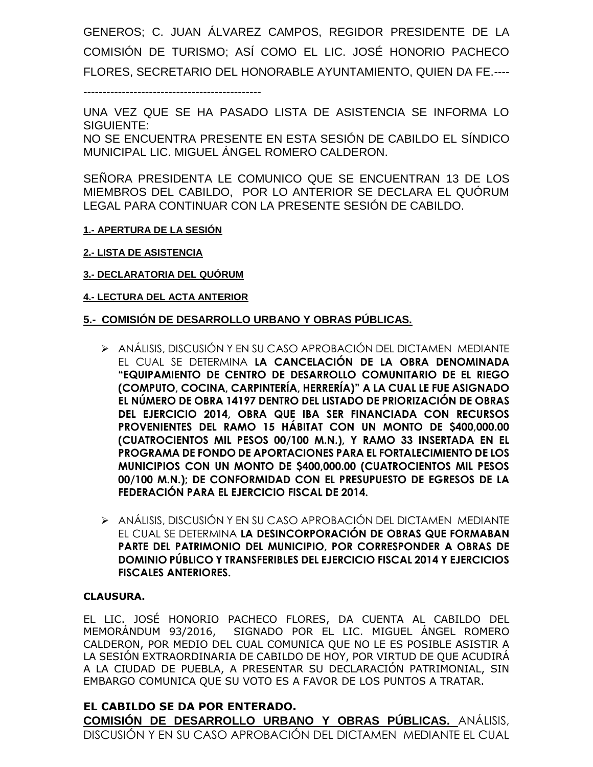GENEROS; C. JUAN ÁLVAREZ CAMPOS, REGIDOR PRESIDENTE DE LA COMISIÓN DE TURISMO; ASÍ COMO EL LIC. JOSÉ HONORIO PACHECO FLORES, SECRETARIO DEL HONORABLE AYUNTAMIENTO, QUIEN DA FE.----

----------------------------------------------

UNA VEZ QUE SE HA PASADO LISTA DE ASISTENCIA SE INFORMA LO SIGUIENTE:
NO SE ENCUENTRA PRESENTE EN ESTA SESIÓN DE CABILDO EL SÍNDICO MUNICIPAL LIC. MIGUEL ÁNGEL ROMERO CALDERON.

SEÑORA PRESIDENTA LE COMUNICO QUE SE ENCUENTRAN 13 DE LOS MIEMBROS DEL CABILDO, POR LO ANTERIOR SE DECLARA EL QUÓRUM LEGAL PARA CONTINUAR CON LA PRESENTE SESIÓN DE CABILDO.

**1.- APERTURA DE LA SESIÓN**

**2.- LISTA DE ASISTENCIA**

**3.- DECLARATORIA DEL QUÓRUM**

**4.- LECTURA DEL ACTA ANTERIOR**

**5.- COMISIÓN DE DESARROLLO URBANO Y OBRAS PÚBLICAS.**

- ANÁLISIS, DISCUSIÓN Y EN SU CASO APROBACIÓN DEL DICTAMEN MEDIANTE EL CUAL SE DETERMINA **LA CANCELACIÓN DE LA OBRA DENOMINADA "EQUIPAMIENTO DE CENTRO DE DESARROLLO COMUNITARIO DE EL RIEGO (COMPUTO, COCINA, CARPINTERÍA, HERRERÍA)" A LA CUAL LE FUE ASIGNADO EL NÚMERO DE OBRA 14197 DENTRO DEL LISTADO DE PRIORIZACIÓN DE OBRAS DEL EJERCICIO 2014, OBRA QUE IBA SER FINANCIADA CON RECURSOS PROVENIENTES DEL RAMO 15 HÁBITAT CON UN MONTO DE $400,000.00 (CUATROCIENTOS MIL PESOS 00/100 M.N.), Y RAMO 33 INSERTADA EN EL PROGRAMA DE FONDO DE APORTACIONES PARA EL FORTALECIMIENTO DE LOS MUNICIPIOS CON UN MONTO DE $400,000.00 (CUATROCIENTOS MIL PESOS 00/100 M.N.); DE CONFORMIDAD CON EL PRESUPUESTO DE EGRESOS DE LA FEDERACIÓN PARA EL EJERCICIO FISCAL DE 2014.**

- ANÁLISIS, DISCUSIÓN Y EN SU CASO APROBACIÓN DEL DICTAMEN MEDIANTE EL CUAL SE DETERMINA **LA DESINCORPORACIÓN DE OBRAS QUE FORMABAN PARTE DEL PATRIMONIO DEL MUNICIPIO, POR CORRESPONDER A OBRAS DE DOMINIO PÚBLICO Y TRANSFERIBLES DEL EJERCICIO FISCAL 2014 Y EJERCICIOS FISCALES ANTERIORES.**

**CLAUSURA.**

EL LIC. JOSÉ HONORIO PACHECO FLORES, DA CUENTA AL CABILDO DEL MEMORÁNDUM 93/2016, SIGNADO POR EL LIC. MIGUEL ÁNGEL ROMERO CALDERON, POR MEDIO DEL CUAL COMUNICA QUE NO LE ES POSIBLE ASISTIR A LA SESIÓN EXTRAORDINARIA DE CABILDO DE HOY, POR VIRTUD DE QUE ACUDIRÁ A LA CIUDAD DE PUEBLA, A PRESENTAR SU DECLARACIÓN PATRIMONIAL, SIN EMBARGO COMUNICA QUE SU VOTO ES A FAVOR DE LOS PUNTOS A TRATAR.

**EL CABILDO SE DA POR ENTERADO.**
**COMISIÓN DE DESARROLLO URBANO Y OBRAS PÚBLICAS.** ANÁLISIS, DISCUSIÓN Y EN SU CASO APROBACIÓN DEL DICTAMEN MEDIANTE EL CUAL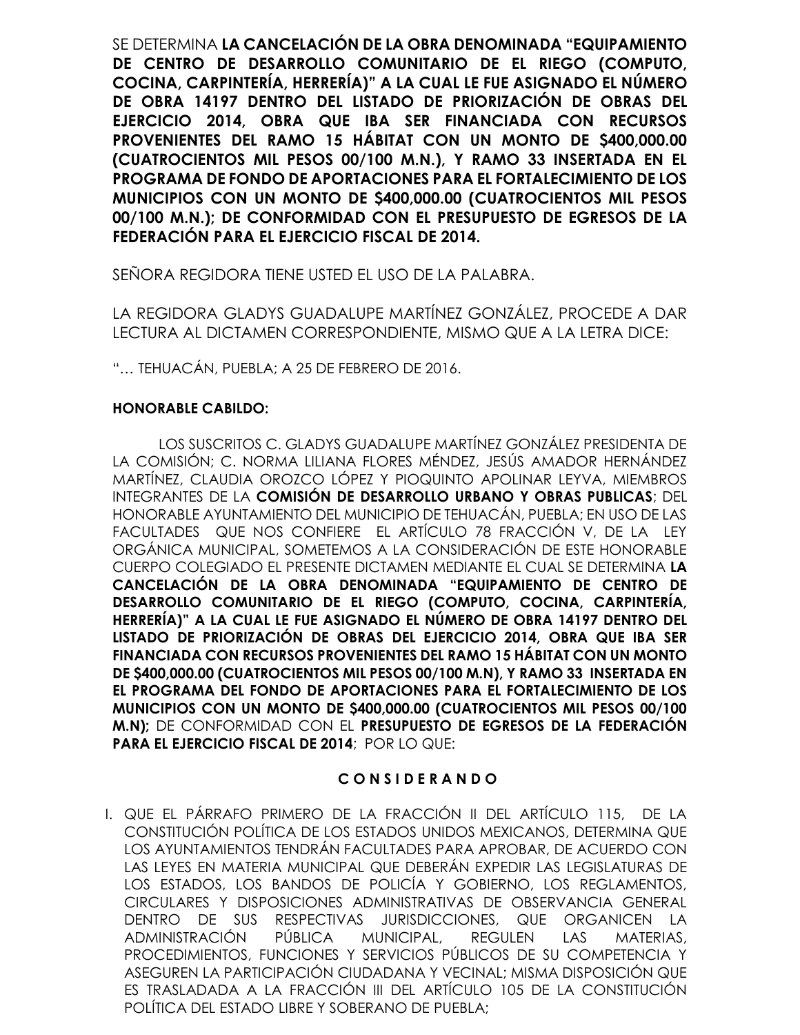SE DETERMINA **LA CANCELACIÓN DE LA OBRA DENOMINADA "EQUIPAMIENTO DE CENTRO DE DESARROLLO COMUNITARIO DE EL RIEGO (COMPUTO, COCINA, CARPINTERÍA, HERRERÍA)" A LA CUAL LE FUE ASIGNADO EL NÚMERO DE OBRA 14197 DENTRO DEL LISTADO DE PRIORIZACIÓN DE OBRAS DEL EJERCICIO 2014, OBRA QUE IBA SER FINANCIADA CON RECURSOS PROVENIENTES DEL RAMO 15 HÁBITAT CON UN MONTO DE $400,000.00 (CUATROCIENTOS MIL PESOS 00/100 M.N.), Y RAMO 33 INSERTADA EN EL PROGRAMA DE FONDO DE APORTACIONES PARA EL FORTALECIMIENTO DE LOS MUNICIPIOS CON UN MONTO DE $400,000.00 (CUATROCIENTOS MIL PESOS 00/100 M.N.); DE CONFORMIDAD CON EL PRESUPUESTO DE EGRESOS DE LA FEDERACIÓN PARA EL EJERCICIO FISCAL DE 2014.**

SEÑORA REGIDORA TIENE USTED EL USO DE LA PALABRA.

LA REGIDORA GLADYS GUADALUPE MARTÍNEZ GONZÁLEZ, PROCEDE A DAR LECTURA AL DICTAMEN CORRESPONDIENTE, MISMO QUE A LA LETRA DICE:

"… TEHUACÁN, PUEBLA; A 25 DE FEBRERO DE 2016.

**HONORABLE CABILDO:**

LOS SUSCRITOS C. GLADYS GUADALUPE MARTÍNEZ GONZÁLEZ PRESIDENTA DE LA COMISIÓN; C. NORMA LILIANA FLORES MÉNDEZ, JESÚS AMADOR HERNÁNDEZ MARTÍNEZ, CLAUDIA OROZCO LÓPEZ Y PIOQUINTO APOLINAR LEYVA, MIEMBROS INTEGRANTES DE LA **COMISIÓN DE DESARROLLO URBANO Y OBRAS PUBLICAS**; DEL HONORABLE AYUNTAMIENTO DEL MUNICIPIO DE TEHUACÁN, PUEBLA; EN USO DE LAS FACULTADES QUE NOS CONFIERE EL ARTÍCULO 78 FRACCIÓN V, DE LA LEY ORGÁNICA MUNICIPAL, SOMETEMOS A LA CONSIDERACIÓN DE ESTE HONORABLE CUERPO COLEGIADO EL PRESENTE DICTAMEN MEDIANTE EL CUAL SE DETERMINA **LA CANCELACIÓN DE LA OBRA DENOMINADA "EQUIPAMIENTO DE CENTRO DE DESARROLLO COMUNITARIO DE EL RIEGO (COMPUTO, COCINA, CARPINTERÍA, HERRERÍA)" A LA CUAL LE FUE ASIGNADO EL NÚMERO DE OBRA 14197 DENTRO DEL LISTADO DE PRIORIZACIÓN DE OBRAS DEL EJERCICIO 2014, OBRA QUE IBA SER FINANCIADA CON RECURSOS PROVENIENTES DEL RAMO 15 HÁBITAT CON UN MONTO DE $400,000.00 (CUATROCIENTOS MIL PESOS 00/100 M.N), Y RAMO 33 INSERTADA EN EL PROGRAMA DEL FONDO DE APORTACIONES PARA EL FORTALECIMIENTO DE LOS MUNICIPIOS CON UN MONTO DE $400,000.00 (CUATROCIENTOS MIL PESOS 00/100 M.N);** DE CONFORMIDAD CON EL **PRESUPUESTO DE EGRESOS DE LA FEDERACIÓN PARA EL EJERCICIO FISCAL DE 2014**; POR LO QUE:

**C O N S I D E R A N D O**

I. QUE EL PÁRRAFO PRIMERO DE LA FRACCIÓN II DEL ARTÍCULO 115, DE LA CONSTITUCIÓN POLÍTICA DE LOS ESTADOS UNIDOS MEXICANOS, DETERMINA QUE LOS AYUNTAMIENTOS TENDRÁN FACULTADES PARA APROBAR, DE ACUERDO CON LAS LEYES EN MATERIA MUNICIPAL QUE DEBERÁN EXPEDIR LAS LEGISLATURAS DE LOS ESTADOS, LOS BANDOS DE POLICÍA Y GOBIERNO, LOS REGLAMENTOS, CIRCULARES Y DISPOSICIONES ADMINISTRATIVAS DE OBSERVANCIA GENERAL DENTRO DE SUS RESPECTIVAS JURISDICCIONES, QUE ORGANICEN LA ADMINISTRACIÓN PÚBLICA MUNICIPAL, REGULEN LAS MATERIAS, PROCEDIMIENTOS, FUNCIONES Y SERVICIOS PÚBLICOS DE SU COMPETENCIA Y ASEGUREN LA PARTICIPACIÓN CIUDADANA Y VECINAL; MISMA DISPOSICIÓN QUE ES TRASLADADA A LA FRACCIÓN III DEL ARTÍCULO 105 DE LA CONSTITUCIÓN POLÍTICA DEL ESTADO LIBRE Y SOBERANO DE PUEBLA;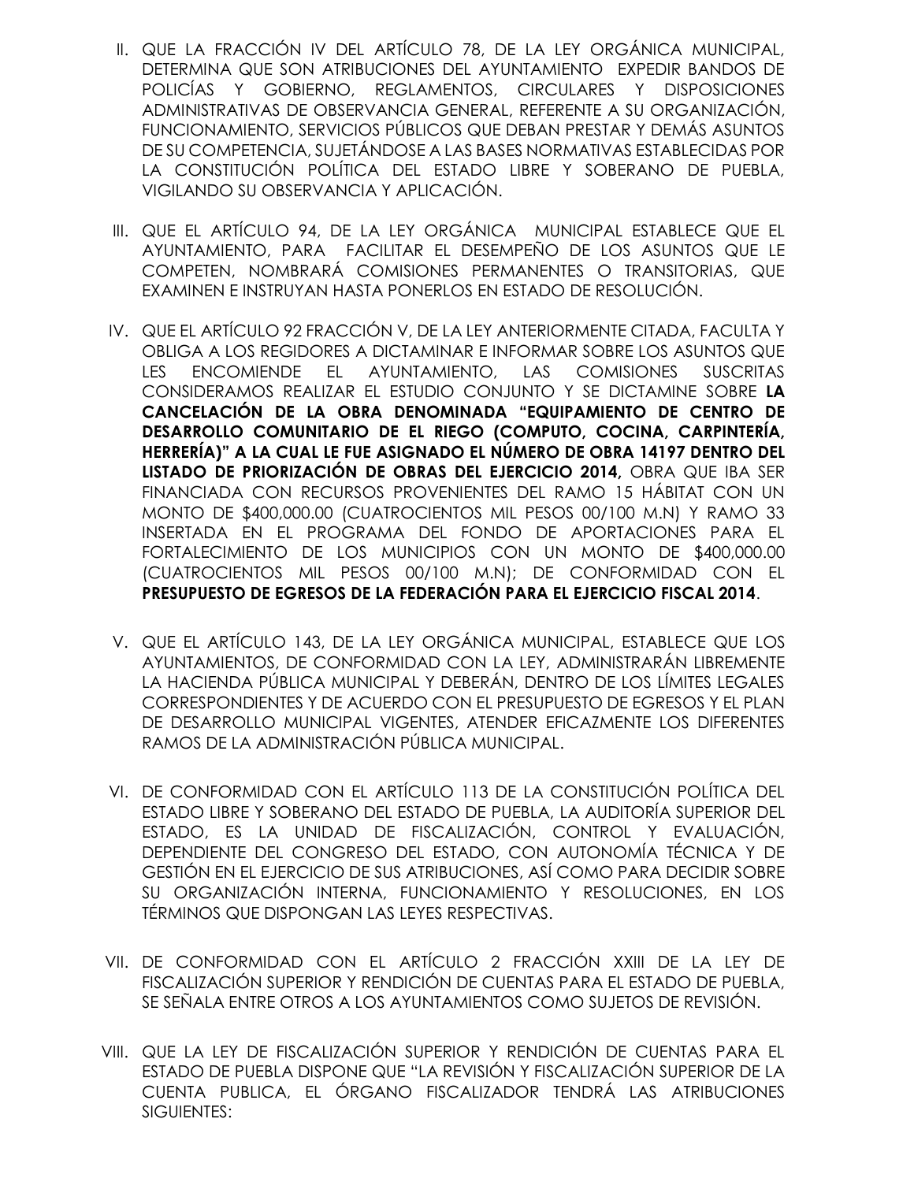II. QUE LA FRACCIÓN IV DEL ARTÍCULO 78, DE LA LEY ORGÁNICA MUNICIPAL, DETERMINA QUE SON ATRIBUCIONES DEL AYUNTAMIENTO EXPEDIR BANDOS DE POLICÍAS Y GOBIERNO, REGLAMENTOS, CIRCULARES Y DISPOSICIONES ADMINISTRATIVAS DE OBSERVANCIA GENERAL, REFERENTE A SU ORGANIZACIÓN, FUNCIONAMIENTO, SERVICIOS PÚBLICOS QUE DEBAN PRESTAR Y DEMÁS ASUNTOS DE SU COMPETENCIA, SUJETÁNDOSE A LAS BASES NORMATIVAS ESTABLECIDAS POR LA CONSTITUCIÓN POLÍTICA DEL ESTADO LIBRE Y SOBERANO DE PUEBLA, VIGILANDO SU OBSERVANCIA Y APLICACIÓN.

III. QUE EL ARTÍCULO 94, DE LA LEY ORGÁNICA MUNICIPAL ESTABLECE QUE EL AYUNTAMIENTO, PARA FACILITAR EL DESEMPEÑO DE LOS ASUNTOS QUE LE COMPETEN, NOMBRARÁ COMISIONES PERMANENTES O TRANSITORIAS, QUE EXAMINEN E INSTRUYAN HASTA PONERLOS EN ESTADO DE RESOLUCIÓN.

IV. QUE EL ARTÍCULO 92 FRACCIÓN V, DE LA LEY ANTERIORMENTE CITADA, FACULTA Y OBLIGA A LOS REGIDORES A DICTAMINAR E INFORMAR SOBRE LOS ASUNTOS QUE LES ENCOMIENDE EL AYUNTAMIENTO, LAS COMISIONES SUSCRITAS CONSIDERAMOS REALIZAR EL ESTUDIO CONJUNTO Y SE DICTAMINE SOBRE **LA CANCELACIÓN DE LA OBRA DENOMINADA "EQUIPAMIENTO DE CENTRO DE DESARROLLO COMUNITARIO DE EL RIEGO (COMPUTO, COCINA, CARPINTERÍA, HERRERÍA)" A LA CUAL LE FUE ASIGNADO EL NÚMERO DE OBRA 14197 DENTRO DEL LISTADO DE PRIORIZACIÓN DE OBRAS DEL EJERCICIO 2014,** OBRA QUE IBA SER FINANCIADA CON RECURSOS PROVENIENTES DEL RAMO 15 HÁBITAT CON UN MONTO DE $400,000.00 (CUATROCIENTOS MIL PESOS 00/100 M.N) Y RAMO 33 INSERTADA EN EL PROGRAMA DEL FONDO DE APORTACIONES PARA EL FORTALECIMIENTO DE LOS MUNICIPIOS CON UN MONTO DE $400,000.00 (CUATROCIENTOS MIL PESOS 00/100 M.N); DE CONFORMIDAD CON EL **PRESUPUESTO DE EGRESOS DE LA FEDERACIÓN PARA EL EJERCICIO FISCAL 2014**.

V. QUE EL ARTÍCULO 143, DE LA LEY ORGÁNICA MUNICIPAL, ESTABLECE QUE LOS AYUNTAMIENTOS, DE CONFORMIDAD CON LA LEY, ADMINISTRARÁN LIBREMENTE LA HACIENDA PÚBLICA MUNICIPAL Y DEBERÁN, DENTRO DE LOS LÍMITES LEGALES CORRESPONDIENTES Y DE ACUERDO CON EL PRESUPUESTO DE EGRESOS Y EL PLAN DE DESARROLLO MUNICIPAL VIGENTES, ATENDER EFICAZMENTE LOS DIFERENTES RAMOS DE LA ADMINISTRACIÓN PÚBLICA MUNICIPAL.

VI. DE CONFORMIDAD CON EL ARTÍCULO 113 DE LA CONSTITUCIÓN POLÍTICA DEL ESTADO LIBRE Y SOBERANO DEL ESTADO DE PUEBLA, LA AUDITORÍA SUPERIOR DEL ESTADO, ES LA UNIDAD DE FISCALIZACIÓN, CONTROL Y EVALUACIÓN, DEPENDIENTE DEL CONGRESO DEL ESTADO, CON AUTONOMÍA TÉCNICA Y DE GESTIÓN EN EL EJERCICIO DE SUS ATRIBUCIONES, ASÍ COMO PARA DECIDIR SOBRE SU ORGANIZACIÓN INTERNA, FUNCIONAMIENTO Y RESOLUCIONES, EN LOS TÉRMINOS QUE DISPONGAN LAS LEYES RESPECTIVAS.

VII. DE CONFORMIDAD CON EL ARTÍCULO 2 FRACCIÓN XXIII DE LA LEY DE FISCALIZACIÓN SUPERIOR Y RENDICIÓN DE CUENTAS PARA EL ESTADO DE PUEBLA, SE SEÑALA ENTRE OTROS A LOS AYUNTAMIENTOS COMO SUJETOS DE REVISIÓN.

VIII. QUE LA LEY DE FISCALIZACIÓN SUPERIOR Y RENDICIÓN DE CUENTAS PARA EL ESTADO DE PUEBLA DISPONE QUE "LA REVISIÓN Y FISCALIZACIÓN SUPERIOR DE LA CUENTA PUBLICA, EL ÓRGANO FISCALIZADOR TENDRÁ LAS ATRIBUCIONES SIGUIENTES: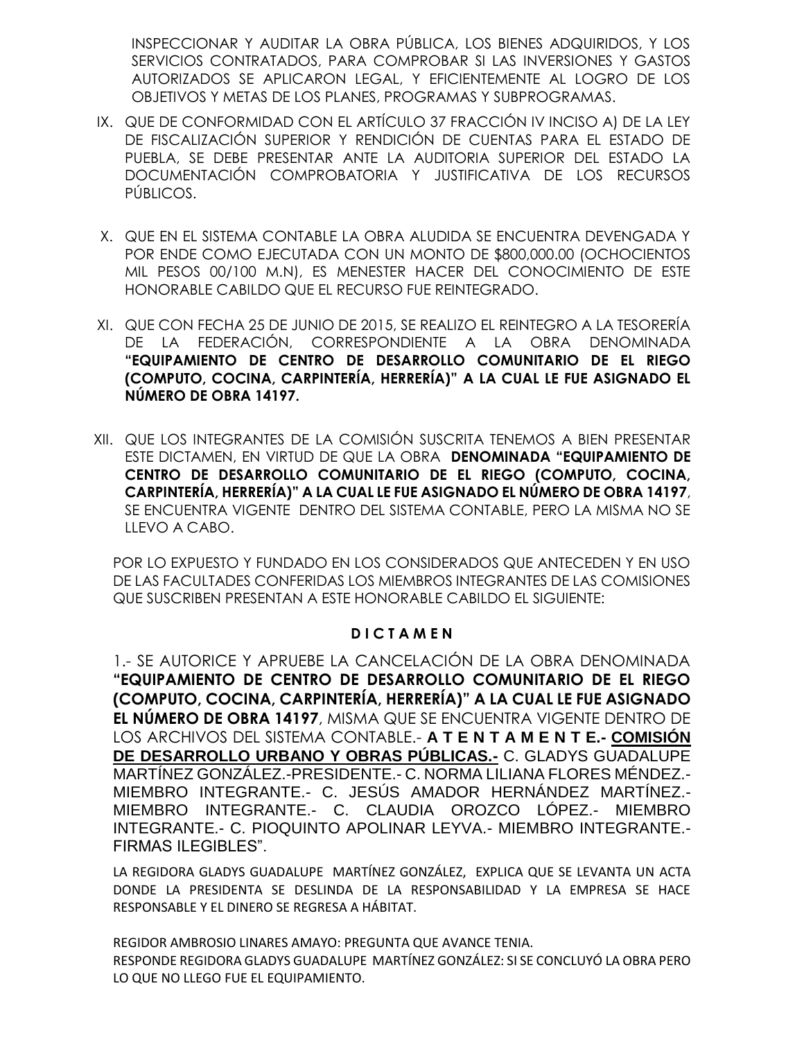INSPECCIONAR Y AUDITAR LA OBRA PÚBLICA, LOS BIENES ADQUIRIDOS, Y LOS SERVICIOS CONTRATADOS, PARA COMPROBAR SI LAS INVERSIONES Y GASTOS AUTORIZADOS SE APLICARON LEGAL, Y EFICIENTEMENTE AL LOGRO DE LOS OBJETIVOS Y METAS DE LOS PLANES, PROGRAMAS Y SUBPROGRAMAS.

IX. QUE DE CONFORMIDAD CON EL ARTÍCULO 37 FRACCIÓN IV INCISO A) DE LA LEY DE FISCALIZACIÓN SUPERIOR Y RENDICIÓN DE CUENTAS PARA EL ESTADO DE PUEBLA, SE DEBE PRESENTAR ANTE LA AUDITORIA SUPERIOR DEL ESTADO LA DOCUMENTACIÓN COMPROBATORIA Y JUSTIFICATIVA DE LOS RECURSOS PÚBLICOS.

X. QUE EN EL SISTEMA CONTABLE LA OBRA ALUDIDA SE ENCUENTRA DEVENGADA Y POR ENDE COMO EJECUTADA CON UN MONTO DE $800,000.00 (OCHOCIENTOS MIL PESOS 00/100 M.N), ES MENESTER HACER DEL CONOCIMIENTO DE ESTE HONORABLE CABILDO QUE EL RECURSO FUE REINTEGRADO.

XI. QUE CON FECHA 25 DE JUNIO DE 2015, SE REALIZO EL REINTEGRO A LA TESORERÍA DE LA FEDERACIÓN, CORRESPONDIENTE A LA OBRA DENOMINADA **"EQUIPAMIENTO DE CENTRO DE DESARROLLO COMUNITARIO DE EL RIEGO (COMPUTO, COCINA, CARPINTERÍA, HERRERÍA)" A LA CUAL LE FUE ASIGNADO EL NÚMERO DE OBRA 14197.**

XII. QUE LOS INTEGRANTES DE LA COMISIÓN SUSCRITA TENEMOS A BIEN PRESENTAR ESTE DICTAMEN, EN VIRTUD DE QUE LA OBRA **DENOMINADA "EQUIPAMIENTO DE CENTRO DE DESARROLLO COMUNITARIO DE EL RIEGO (COMPUTO, COCINA, CARPINTERÍA, HERRERÍA)" A LA CUAL LE FUE ASIGNADO EL NÚMERO DE OBRA 14197**, SE ENCUENTRA VIGENTE DENTRO DEL SISTEMA CONTABLE, PERO LA MISMA NO SE LLEVO A CABO.

POR LO EXPUESTO Y FUNDADO EN LOS CONSIDERADOS QUE ANTECEDEN Y EN USO DE LAS FACULTADES CONFERIDAS LOS MIEMBROS INTEGRANTES DE LAS COMISIONES QUE SUSCRIBEN PRESENTAN A ESTE HONORABLE CABILDO EL SIGUIENTE:

**D I C T A M E N**

1.- SE AUTORICE Y APRUEBE LA CANCELACIÓN DE LA OBRA DENOMINADA **"EQUIPAMIENTO DE CENTRO DE DESARROLLO COMUNITARIO DE EL RIEGO (COMPUTO, COCINA, CARPINTERÍA, HERRERÍA)" A LA CUAL LE FUE ASIGNADO EL NÚMERO DE OBRA 14197**, MISMA QUE SE ENCUENTRA VIGENTE DENTRO DE LOS ARCHIVOS DEL SISTEMA CONTABLE.- **A T E N T A M E N T E.- COMISIÓN DE DESARROLLO URBANO Y OBRAS PÚBLICAS.-** C. GLADYS GUADALUPE MARTÍNEZ GONZÁLEZ.-PRESIDENTE.- C. NORMA LILIANA FLORES MÉNDEZ.- MIEMBRO INTEGRANTE.- C. JESÚS AMADOR HERNÁNDEZ MARTÍNEZ.- MIEMBRO INTEGRANTE.- C. CLAUDIA OROZCO LÓPEZ.- MIEMBRO INTEGRANTE.- C. PIOQUINTO APOLINAR LEYVA.- MIEMBRO INTEGRANTE.- FIRMAS ILEGIBLES".

LA REGIDORA GLADYS GUADALUPE MARTÍNEZ GONZÁLEZ, EXPLICA QUE SE LEVANTA UN ACTA DONDE LA PRESIDENTA SE DESLINDA DE LA RESPONSABILIDAD Y LA EMPRESA SE HACE RESPONSABLE Y EL DINERO SE REGRESA A HÁBITAT.

REGIDOR AMBROSIO LINARES AMAYO: PREGUNTA QUE AVANCE TENIA.
RESPONDE REGIDORA GLADYS GUADALUPE MARTÍNEZ GONZÁLEZ: SI SE CONCLUYÓ LA OBRA PERO LO QUE NO LLEGO FUE EL EQUIPAMIENTO.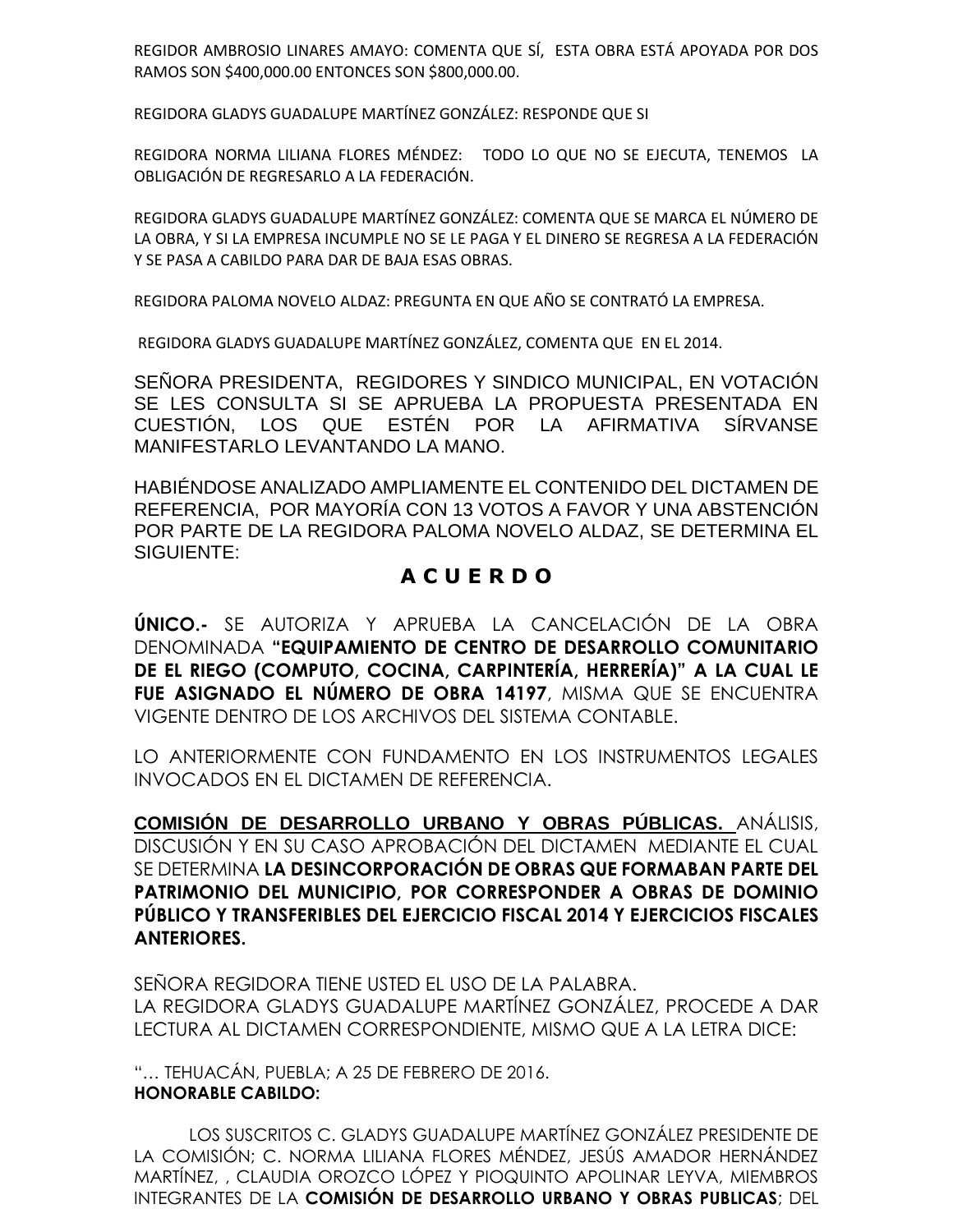REGIDOR AMBROSIO LINARES AMAYO: COMENTA QUE SÍ, ESTA OBRA ESTÁ APOYADA POR DOS RAMOS SON $400,000.00 ENTONCES SON $800,000.00.

REGIDORA GLADYS GUADALUPE MARTÍNEZ GONZÁLEZ: RESPONDE QUE SI

REGIDORA NORMA LILIANA FLORES MÉNDEZ: TODO LO QUE NO SE EJECUTA, TENEMOS LA OBLIGACIÓN DE REGRESARLO A LA FEDERACIÓN.

REGIDORA GLADYS GUADALUPE MARTÍNEZ GONZÁLEZ: COMENTA QUE SE MARCA EL NÚMERO DE LA OBRA, Y SI LA EMPRESA INCUMPLE NO SE LE PAGA Y EL DINERO SE REGRESA A LA FEDERACIÓN Y SE PASA A CABILDO PARA DAR DE BAJA ESAS OBRAS.

REGIDORA PALOMA NOVELO ALDAZ: PREGUNTA EN QUE AÑO SE CONTRATÓ LA EMPRESA.

REGIDORA GLADYS GUADALUPE MARTÍNEZ GONZÁLEZ, COMENTA QUE EN EL 2014.

SEÑORA PRESIDENTA, REGIDORES Y SINDICO MUNICIPAL, EN VOTACIÓN SE LES CONSULTA SI SE APRUEBA LA PROPUESTA PRESENTADA EN CUESTIÓN, LOS QUE ESTÉN POR LA AFIRMATIVA SÍRVANSE MANIFESTARLO LEVANTANDO LA MANO.

HABIÉNDOSE ANALIZADO AMPLIAMENTE EL CONTENIDO DEL DICTAMEN DE REFERENCIA, POR MAYORÍA CON 13 VOTOS A FAVOR Y UNA ABSTENCIÓN POR PARTE DE LA REGIDORA PALOMA NOVELO ALDAZ, SE DETERMINA EL SIGUIENTE:

## A C U E R D O

**ÚNICO.-** SE AUTORIZA Y APRUEBA LA CANCELACIÓN DE LA OBRA DENOMINADA **"EQUIPAMIENTO DE CENTRO DE DESARROLLO COMUNITARIO DE EL RIEGO (COMPUTO, COCINA, CARPINTERÍA, HERRERÍA)" A LA CUAL LE FUE ASIGNADO EL NÚMERO DE OBRA 14197**, MISMA QUE SE ENCUENTRA VIGENTE DENTRO DE LOS ARCHIVOS DEL SISTEMA CONTABLE.

LO ANTERIORMENTE CON FUNDAMENTO EN LOS INSTRUMENTOS LEGALES INVOCADOS EN EL DICTAMEN DE REFERENCIA.

**COMISIÓN DE DESARROLLO URBANO Y OBRAS PÚBLICAS.** ANÁLISIS, DISCUSIÓN Y EN SU CASO APROBACIÓN DEL DICTAMEN MEDIANTE EL CUAL SE DETERMINA **LA DESINCORPORACIÓN DE OBRAS QUE FORMABAN PARTE DEL PATRIMONIO DEL MUNICIPIO, POR CORRESPONDER A OBRAS DE DOMINIO PÚBLICO Y TRANSFERIBLES DEL EJERCICIO FISCAL 2014 Y EJERCICIOS FISCALES ANTERIORES.**

SEÑORA REGIDORA TIENE USTED EL USO DE LA PALABRA.
LA REGIDORA GLADYS GUADALUPE MARTÍNEZ GONZÁLEZ, PROCEDE A DAR LECTURA AL DICTAMEN CORRESPONDIENTE, MISMO QUE A LA LETRA DICE:

"… TEHUACÁN, PUEBLA; A 25 DE FEBRERO DE 2016.
**HONORABLE CABILDO:**

LOS SUSCRITOS C. GLADYS GUADALUPE MARTÍNEZ GONZÁLEZ PRESIDENTE DE LA COMISIÓN; C. NORMA LILIANA FLORES MÉNDEZ, JESÚS AMADOR HERNÁNDEZ MARTÍNEZ, , CLAUDIA OROZCO LÓPEZ Y PIOQUINTO APOLINAR LEYVA, MIEMBROS INTEGRANTES DE LA **COMISIÓN DE DESARROLLO URBANO Y OBRAS PUBLICAS**; DEL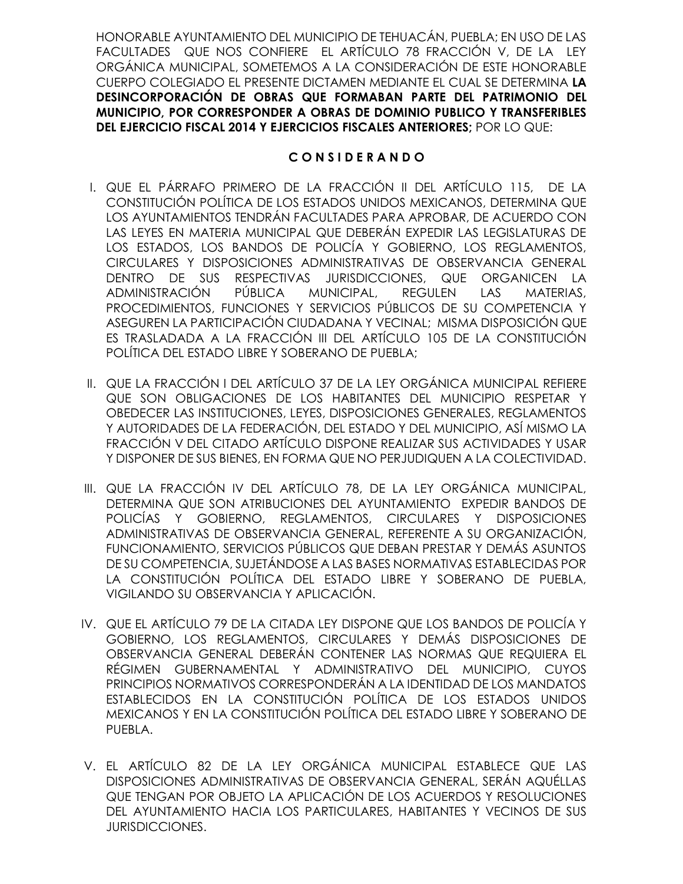HONORABLE AYUNTAMIENTO DEL MUNICIPIO DE TEHUACÁN, PUEBLA; EN USO DE LAS FACULTADES QUE NOS CONFIERE EL ARTÍCULO 78 FRACCIÓN V, DE LA LEY ORGÁNICA MUNICIPAL, SOMETEMOS A LA CONSIDERACIÓN DE ESTE HONORABLE CUERPO COLEGIADO EL PRESENTE DICTAMEN MEDIANTE EL CUAL SE DETERMINA **LA DESINCORPORACIÓN DE OBRAS QUE FORMABAN PARTE DEL PATRIMONIO DEL MUNICIPIO, POR CORRESPONDER A OBRAS DE DOMINIO PUBLICO Y TRANSFERIBLES DEL EJERCICIO FISCAL 2014 Y EJERCICIOS FISCALES ANTERIORES;** POR LO QUE:

**C O N S I D E R A N D O**

I. QUE EL PÁRRAFO PRIMERO DE LA FRACCIÓN II DEL ARTÍCULO 115, DE LA CONSTITUCIÓN POLÍTICA DE LOS ESTADOS UNIDOS MEXICANOS, DETERMINA QUE LOS AYUNTAMIENTOS TENDRÁN FACULTADES PARA APROBAR, DE ACUERDO CON LAS LEYES EN MATERIA MUNICIPAL QUE DEBERÁN EXPEDIR LAS LEGISLATURAS DE LOS ESTADOS, LOS BANDOS DE POLICÍA Y GOBIERNO, LOS REGLAMENTOS, CIRCULARES Y DISPOSICIONES ADMINISTRATIVAS DE OBSERVANCIA GENERAL DENTRO DE SUS RESPECTIVAS JURISDICCIONES, QUE ORGANICEN LA ADMINISTRACIÓN PÚBLICA MUNICIPAL, REGULEN LAS MATERIAS, PROCEDIMIENTOS, FUNCIONES Y SERVICIOS PÚBLICOS DE SU COMPETENCIA Y ASEGUREN LA PARTICIPACIÓN CIUDADANA Y VECINAL; MISMA DISPOSICIÓN QUE ES TRASLADADA A LA FRACCIÓN III DEL ARTÍCULO 105 DE LA CONSTITUCIÓN POLÍTICA DEL ESTADO LIBRE Y SOBERANO DE PUEBLA;

II. QUE LA FRACCIÓN I DEL ARTÍCULO 37 DE LA LEY ORGÁNICA MUNICIPAL REFIERE QUE SON OBLIGACIONES DE LOS HABITANTES DEL MUNICIPIO RESPETAR Y OBEDECER LAS INSTITUCIONES, LEYES, DISPOSICIONES GENERALES, REGLAMENTOS Y AUTORIDADES DE LA FEDERACIÓN, DEL ESTADO Y DEL MUNICIPIO, ASÍ MISMO LA FRACCIÓN V DEL CITADO ARTÍCULO DISPONE REALIZAR SUS ACTIVIDADES Y USAR Y DISPONER DE SUS BIENES, EN FORMA QUE NO PERJUDIQUEN A LA COLECTIVIDAD.

III. QUE LA FRACCIÓN IV DEL ARTÍCULO 78, DE LA LEY ORGÁNICA MUNICIPAL, DETERMINA QUE SON ATRIBUCIONES DEL AYUNTAMIENTO EXPEDIR BANDOS DE POLICÍAS Y GOBIERNO, REGLAMENTOS, CIRCULARES Y DISPOSICIONES ADMINISTRATIVAS DE OBSERVANCIA GENERAL, REFERENTE A SU ORGANIZACIÓN, FUNCIONAMIENTO, SERVICIOS PÚBLICOS QUE DEBAN PRESTAR Y DEMÁS ASUNTOS DE SU COMPETENCIA, SUJETÁNDOSE A LAS BASES NORMATIVAS ESTABLECIDAS POR LA CONSTITUCIÓN POLÍTICA DEL ESTADO LIBRE Y SOBERANO DE PUEBLA, VIGILANDO SU OBSERVANCIA Y APLICACIÓN.

IV. QUE EL ARTÍCULO 79 DE LA CITADA LEY DISPONE QUE LOS BANDOS DE POLICÍA Y GOBIERNO, LOS REGLAMENTOS, CIRCULARES Y DEMÁS DISPOSICIONES DE OBSERVANCIA GENERAL DEBERÁN CONTENER LAS NORMAS QUE REQUIERA EL RÉGIMEN GUBERNAMENTAL Y ADMINISTRATIVO DEL MUNICIPIO, CUYOS PRINCIPIOS NORMATIVOS CORRESPONDERÁN A LA IDENTIDAD DE LOS MANDATOS ESTABLECIDOS EN LA CONSTITUCIÓN POLÍTICA DE LOS ESTADOS UNIDOS MEXICANOS Y EN LA CONSTITUCIÓN POLÍTICA DEL ESTADO LIBRE Y SOBERANO DE PUEBLA.

V. EL ARTÍCULO 82 DE LA LEY ORGÁNICA MUNICIPAL ESTABLECE QUE LAS DISPOSICIONES ADMINISTRATIVAS DE OBSERVANCIA GENERAL, SERÁN AQUÉLLAS QUE TENGAN POR OBJETO LA APLICACIÓN DE LOS ACUERDOS Y RESOLUCIONES DEL AYUNTAMIENTO HACIA LOS PARTICULARES, HABITANTES Y VECINOS DE SUS JURISDICCIONES.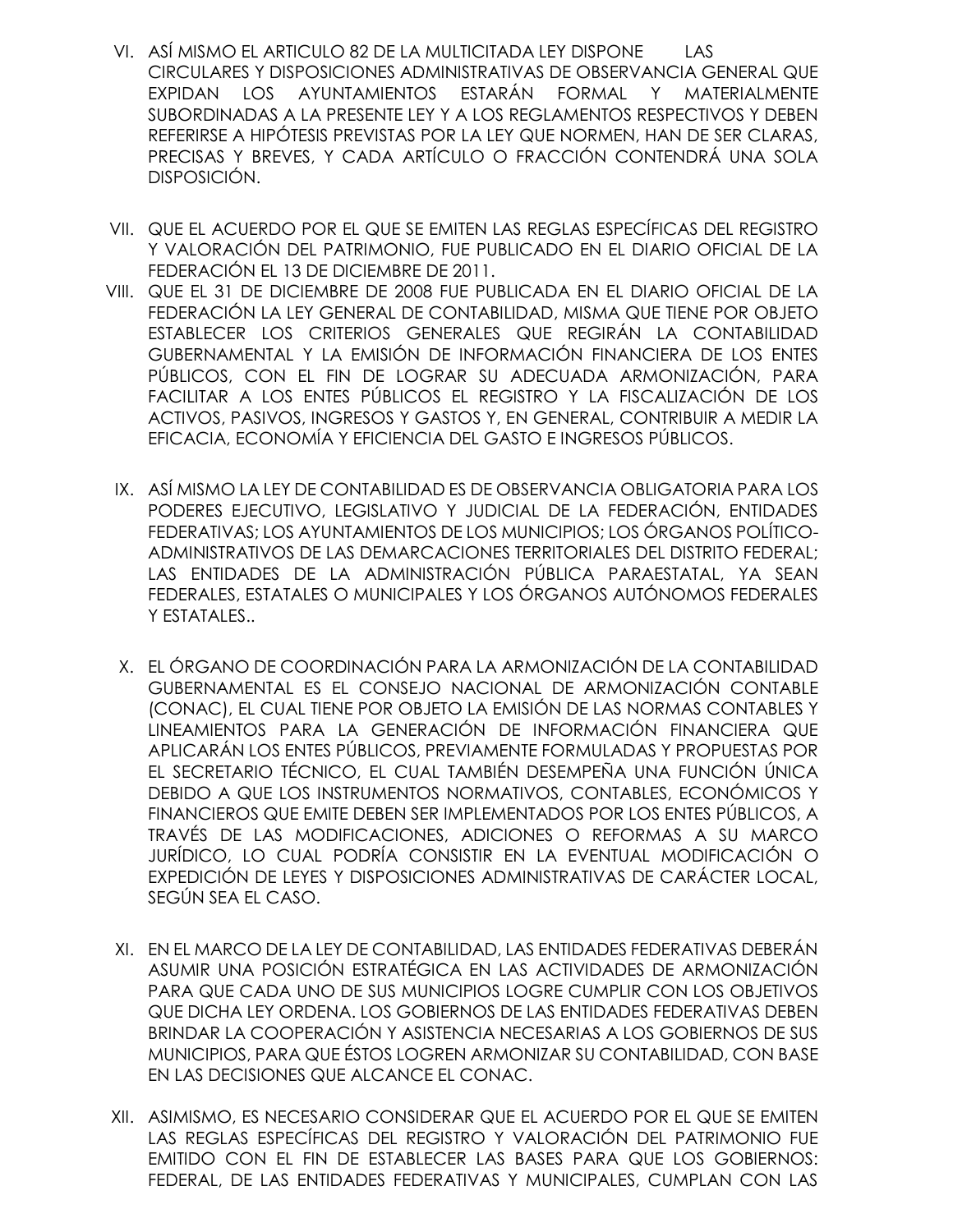VI. ASÍ MISMO EL ARTICULO 82 DE LA MULTICITADA LEY DISPONE LAS CIRCULARES Y DISPOSICIONES ADMINISTRATIVAS DE OBSERVANCIA GENERAL QUE EXPIDAN LOS AYUNTAMIENTOS ESTARÁN FORMAL Y MATERIALMENTE SUBORDINADAS A LA PRESENTE LEY Y A LOS REGLAMENTOS RESPECTIVOS Y DEBEN REFERIRSE A HIPÓTESIS PREVISTAS POR LA LEY QUE NORMEN, HAN DE SER CLARAS, PRECISAS Y BREVES, Y CADA ARTÍCULO O FRACCIÓN CONTENDRÁ UNA SOLA DISPOSICIÓN.

VII. QUE EL ACUERDO POR EL QUE SE EMITEN LAS REGLAS ESPECÍFICAS DEL REGISTRO Y VALORACIÓN DEL PATRIMONIO, FUE PUBLICADO EN EL DIARIO OFICIAL DE LA FEDERACIÓN EL 13 DE DICIEMBRE DE 2011.

VIII. QUE EL 31 DE DICIEMBRE DE 2008 FUE PUBLICADA EN EL DIARIO OFICIAL DE LA FEDERACIÓN LA LEY GENERAL DE CONTABILIDAD, MISMA QUE TIENE POR OBJETO ESTABLECER LOS CRITERIOS GENERALES QUE REGIRÁN LA CONTABILIDAD GUBERNAMENTAL Y LA EMISIÓN DE INFORMACIÓN FINANCIERA DE LOS ENTES PÚBLICOS, CON EL FIN DE LOGRAR SU ADECUADA ARMONIZACIÓN, PARA FACILITAR A LOS ENTES PÚBLICOS EL REGISTRO Y LA FISCALIZACIÓN DE LOS ACTIVOS, PASIVOS, INGRESOS Y GASTOS Y, EN GENERAL, CONTRIBUIR A MEDIR LA EFICACIA, ECONOMÍA Y EFICIENCIA DEL GASTO E INGRESOS PÚBLICOS.

IX. ASÍ MISMO LA LEY DE CONTABILIDAD ES DE OBSERVANCIA OBLIGATORIA PARA LOS PODERES EJECUTIVO, LEGISLATIVO Y JUDICIAL DE LA FEDERACIÓN, ENTIDADES FEDERATIVAS; LOS AYUNTAMIENTOS DE LOS MUNICIPIOS; LOS ÓRGANOS POLÍTICO-ADMINISTRATIVOS DE LAS DEMARCACIONES TERRITORIALES DEL DISTRITO FEDERAL; LAS ENTIDADES DE LA ADMINISTRACIÓN PÚBLICA PARAESTATAL, YA SEAN FEDERALES, ESTATALES O MUNICIPALES Y LOS ÓRGANOS AUTÓNOMOS FEDERALES Y ESTATALES..

X. EL ÓRGANO DE COORDINACIÓN PARA LA ARMONIZACIÓN DE LA CONTABILIDAD GUBERNAMENTAL ES EL CONSEJO NACIONAL DE ARMONIZACIÓN CONTABLE (CONAC), EL CUAL TIENE POR OBJETO LA EMISIÓN DE LAS NORMAS CONTABLES Y LINEAMIENTOS PARA LA GENERACIÓN DE INFORMACIÓN FINANCIERA QUE APLICARÁN LOS ENTES PÚBLICOS, PREVIAMENTE FORMULADAS Y PROPUESTAS POR EL SECRETARIO TÉCNICO, EL CUAL TAMBIÉN DESEMPEÑA UNA FUNCIÓN ÚNICA DEBIDO A QUE LOS INSTRUMENTOS NORMATIVOS, CONTABLES, ECONÓMICOS Y FINANCIEROS QUE EMITE DEBEN SER IMPLEMENTADOS POR LOS ENTES PÚBLICOS, A TRAVÉS DE LAS MODIFICACIONES, ADICIONES O REFORMAS A SU MARCO JURÍDICO, LO CUAL PODRÍA CONSISTIR EN LA EVENTUAL MODIFICACIÓN O EXPEDICIÓN DE LEYES Y DISPOSICIONES ADMINISTRATIVAS DE CARÁCTER LOCAL, SEGÚN SEA EL CASO.

XI. EN EL MARCO DE LA LEY DE CONTABILIDAD, LAS ENTIDADES FEDERATIVAS DEBERÁN ASUMIR UNA POSICIÓN ESTRATÉGICA EN LAS ACTIVIDADES DE ARMONIZACIÓN PARA QUE CADA UNO DE SUS MUNICIPIOS LOGRE CUMPLIR CON LOS OBJETIVOS QUE DICHA LEY ORDENA. LOS GOBIERNOS DE LAS ENTIDADES FEDERATIVAS DEBEN BRINDAR LA COOPERACIÓN Y ASISTENCIA NECESARIAS A LOS GOBIERNOS DE SUS MUNICIPIOS, PARA QUE ÉSTOS LOGREN ARMONIZAR SU CONTABILIDAD, CON BASE EN LAS DECISIONES QUE ALCANCE EL CONAC.

XII. ASIMISMO, ES NECESARIO CONSIDERAR QUE EL ACUERDO POR EL QUE SE EMITEN LAS REGLAS ESPECÍFICAS DEL REGISTRO Y VALORACIÓN DEL PATRIMONIO FUE EMITIDO CON EL FIN DE ESTABLECER LAS BASES PARA QUE LOS GOBIERNOS: FEDERAL, DE LAS ENTIDADES FEDERATIVAS Y MUNICIPALES, CUMPLAN CON LAS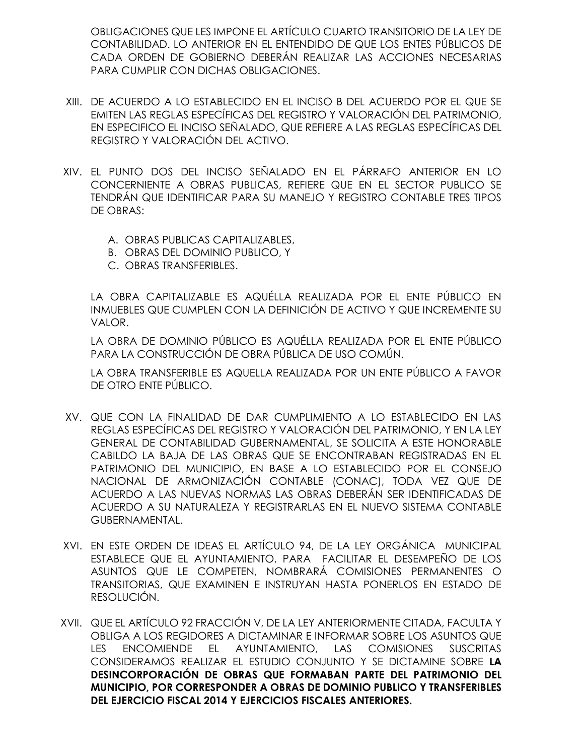OBLIGACIONES QUE LES IMPONE EL ARTÍCULO CUARTO TRANSITORIO DE LA LEY DE CONTABILIDAD. LO ANTERIOR EN EL ENTENDIDO DE QUE LOS ENTES PÚBLICOS DE CADA ORDEN DE GOBIERNO DEBERÁN REALIZAR LAS ACCIONES NECESARIAS PARA CUMPLIR CON DICHAS OBLIGACIONES.

XIII. DE ACUERDO A LO ESTABLECIDO EN EL INCISO B DEL ACUERDO POR EL QUE SE EMITEN LAS REGLAS ESPECÍFICAS DEL REGISTRO Y VALORACIÓN DEL PATRIMONIO, EN ESPECIFICO EL INCISO SEÑALADO, QUE REFIERE A LAS REGLAS ESPECÍFICAS DEL REGISTRO Y VALORACIÓN DEL ACTIVO.

XIV. EL PUNTO DOS DEL INCISO SEÑALADO EN EL PÁRRAFO ANTERIOR EN LO CONCERNIENTE A OBRAS PUBLICAS, REFIERE QUE EN EL SECTOR PUBLICO SE TENDRÁN QUE IDENTIFICAR PARA SU MANEJO Y REGISTRO CONTABLE TRES TIPOS DE OBRAS:

   A. OBRAS PUBLICAS CAPITALIZABLES,
   B. OBRAS DEL DOMINIO PUBLICO, Y
   C. OBRAS TRANSFERIBLES.

   LA OBRA CAPITALIZABLE ES AQUÉLLA REALIZADA POR EL ENTE PÚBLICO EN INMUEBLES QUE CUMPLEN CON LA DEFINICIÓN DE ACTIVO Y QUE INCREMENTE SU VALOR.

   LA OBRA DE DOMINIO PÚBLICO ES AQUÉLLA REALIZADA POR EL ENTE PÚBLICO PARA LA CONSTRUCCIÓN DE OBRA PÚBLICA DE USO COMÚN.

   LA OBRA TRANSFERIBLE ES AQUELLA REALIZADA POR UN ENTE PÚBLICO A FAVOR DE OTRO ENTE PÚBLICO.

XV. QUE CON LA FINALIDAD DE DAR CUMPLIMIENTO A LO ESTABLECIDO EN LAS REGLAS ESPECÍFICAS DEL REGISTRO Y VALORACIÓN DEL PATRIMONIO, Y EN LA LEY GENERAL DE CONTABILIDAD GUBERNAMENTAL, SE SOLICITA A ESTE HONORABLE CABILDO LA BAJA DE LAS OBRAS QUE SE ENCONTRABAN REGISTRADAS EN EL PATRIMONIO DEL MUNICIPIO, EN BASE A LO ESTABLECIDO POR EL CONSEJO NACIONAL DE ARMONIZACIÓN CONTABLE (CONAC), TODA VEZ QUE DE ACUERDO A LAS NUEVAS NORMAS LAS OBRAS DEBERÁN SER IDENTIFICADAS DE ACUERDO A SU NATURALEZA Y REGISTRARLAS EN EL NUEVO SISTEMA CONTABLE GUBERNAMENTAL.

XVI. EN ESTE ORDEN DE IDEAS EL ARTÍCULO 94, DE LA LEY ORGÁNICA MUNICIPAL ESTABLECE QUE EL AYUNTAMIENTO, PARA FACILITAR EL DESEMPEÑO DE LOS ASUNTOS QUE LE COMPETEN, NOMBRARÁ COMISIONES PERMANENTES O TRANSITORIAS, QUE EXAMINEN E INSTRUYAN HASTA PONERLOS EN ESTADO DE RESOLUCIÓN.

XVII. QUE EL ARTÍCULO 92 FRACCIÓN V, DE LA LEY ANTERIORMENTE CITADA, FACULTA Y OBLIGA A LOS REGIDORES A DICTAMINAR E INFORMAR SOBRE LOS ASUNTOS QUE LES ENCOMIENDE EL AYUNTAMIENTO, LAS COMISIONES SUSCRITAS CONSIDERAMOS REALIZAR EL ESTUDIO CONJUNTO Y SE DICTAMINE SOBRE **LA DESINCORPORACIÓN DE OBRAS QUE FORMABAN PARTE DEL PATRIMONIO DEL MUNICIPIO, POR CORRESPONDER A OBRAS DE DOMINIO PUBLICO Y TRANSFERIBLES DEL EJERCICIO FISCAL 2014 Y EJERCICIOS FISCALES ANTERIORES.**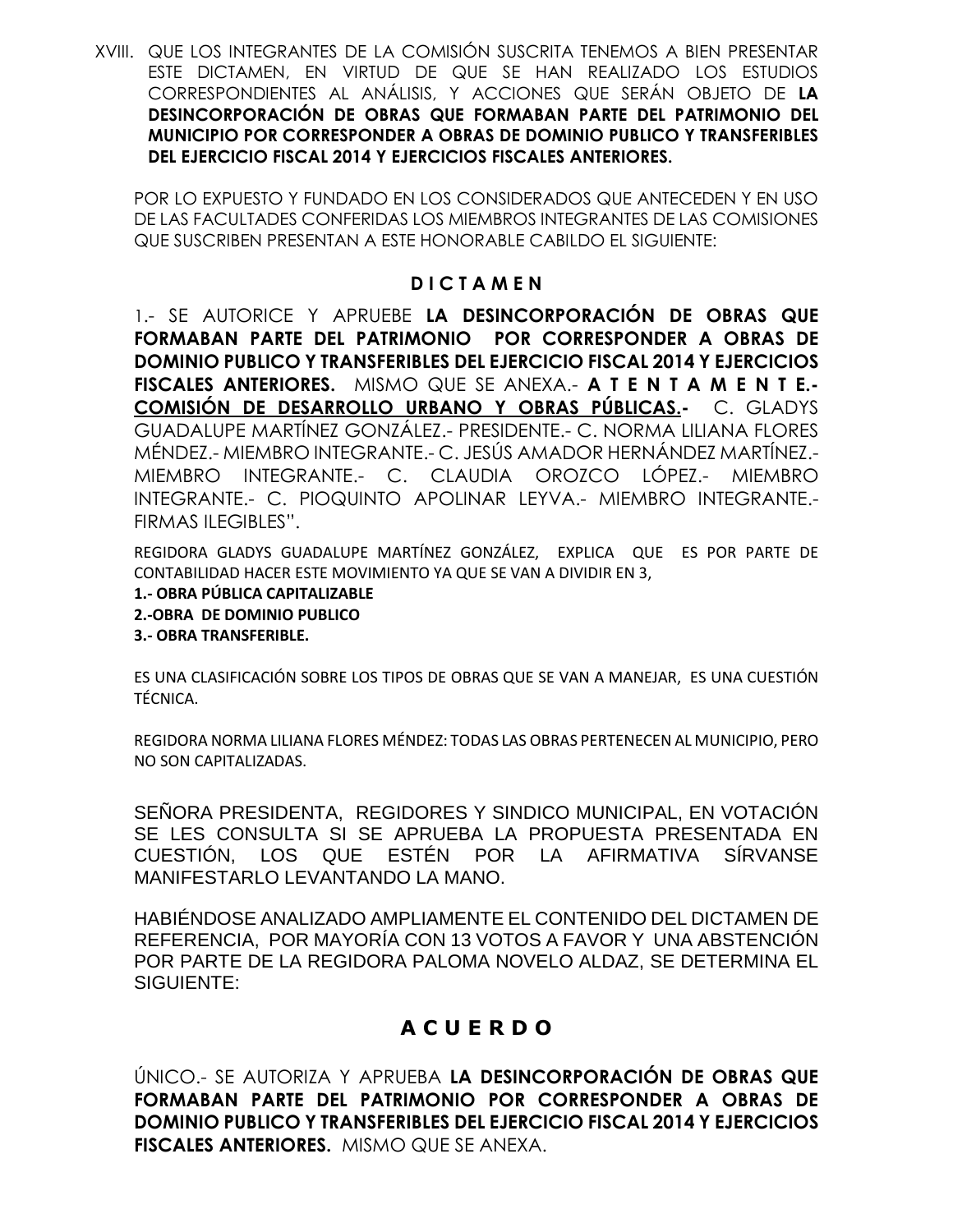XVIII. QUE LOS INTEGRANTES DE LA COMISIÓN SUSCRITA TENEMOS A BIEN PRESENTAR ESTE DICTAMEN, EN VIRTUD DE QUE SE HAN REALIZADO LOS ESTUDIOS CORRESPONDIENTES AL ANÁLISIS, Y ACCIONES QUE SERÁN OBJETO DE **LA DESINCORPORACIÓN DE OBRAS QUE FORMABAN PARTE DEL PATRIMONIO DEL MUNICIPIO POR CORRESPONDER A OBRAS DE DOMINIO PUBLICO Y TRANSFERIBLES DEL EJERCICIO FISCAL 2014 Y EJERCICIOS FISCALES ANTERIORES.**

POR LO EXPUESTO Y FUNDADO EN LOS CONSIDERADOS QUE ANTECEDEN Y EN USO DE LAS FACULTADES CONFERIDAS LOS MIEMBROS INTEGRANTES DE LAS COMISIONES QUE SUSCRIBEN PRESENTAN A ESTE HONORABLE CABILDO EL SIGUIENTE:

## D I C T A M E N

1.- SE AUTORICE Y APRUEBE **LA DESINCORPORACIÓN DE OBRAS QUE FORMABAN PARTE DEL PATRIMONIO POR CORRESPONDER A OBRAS DE DOMINIO PUBLICO Y TRANSFERIBLES DEL EJERCICIO FISCAL 2014 Y EJERCICIOS FISCALES ANTERIORES.** MISMO QUE SE ANEXA.- **A T E N T A M E N T E.- COMISIÓN DE DESARROLLO URBANO Y OBRAS PÚBLICAS.-** C. GLADYS GUADALUPE MARTÍNEZ GONZÁLEZ.- PRESIDENTE.- C. NORMA LILIANA FLORES MÉNDEZ.- MIEMBRO INTEGRANTE.- C. JESÚS AMADOR HERNÁNDEZ MARTÍNEZ.- MIEMBRO INTEGRANTE.- C. CLAUDIA OROZCO LÓPEZ.- MIEMBRO INTEGRANTE.- C. PIOQUINTO APOLINAR LEYVA.- MIEMBRO INTEGRANTE.- FIRMAS ILEGIBLES".

REGIDORA GLADYS GUADALUPE MARTÍNEZ GONZÁLEZ, EXPLICA QUE ES POR PARTE DE CONTABILIDAD HACER ESTE MOVIMIENTO YA QUE SE VAN A DIVIDIR EN 3,

**1.- OBRA PÚBLICA CAPITALIZABLE**
**2.-OBRA DE DOMINIO PUBLICO**
**3.- OBRA TRANSFERIBLE.**

ES UNA CLASIFICACIÓN SOBRE LOS TIPOS DE OBRAS QUE SE VAN A MANEJAR, ES UNA CUESTIÓN TÉCNICA.

REGIDORA NORMA LILIANA FLORES MÉNDEZ: TODAS LAS OBRAS PERTENECEN AL MUNICIPIO, PERO NO SON CAPITALIZADAS.

SEÑORA PRESIDENTA, REGIDORES Y SINDICO MUNICIPAL, EN VOTACIÓN SE LES CONSULTA SI SE APRUEBA LA PROPUESTA PRESENTADA EN CUESTIÓN, LOS QUE ESTÉN POR LA AFIRMATIVA SÍRVANSE MANIFESTARLO LEVANTANDO LA MANO.

HABIÉNDOSE ANALIZADO AMPLIAMENTE EL CONTENIDO DEL DICTAMEN DE REFERENCIA, POR MAYORÍA CON 13 VOTOS A FAVOR Y UNA ABSTENCIÓN POR PARTE DE LA REGIDORA PALOMA NOVELO ALDAZ, SE DETERMINA EL SIGUIENTE:

## A C U E R D O

ÚNICO.- SE AUTORIZA Y APRUEBA **LA DESINCORPORACIÓN DE OBRAS QUE FORMABAN PARTE DEL PATRIMONIO POR CORRESPONDER A OBRAS DE DOMINIO PUBLICO Y TRANSFERIBLES DEL EJERCICIO FISCAL 2014 Y EJERCICIOS FISCALES ANTERIORES.** MISMO QUE SE ANEXA.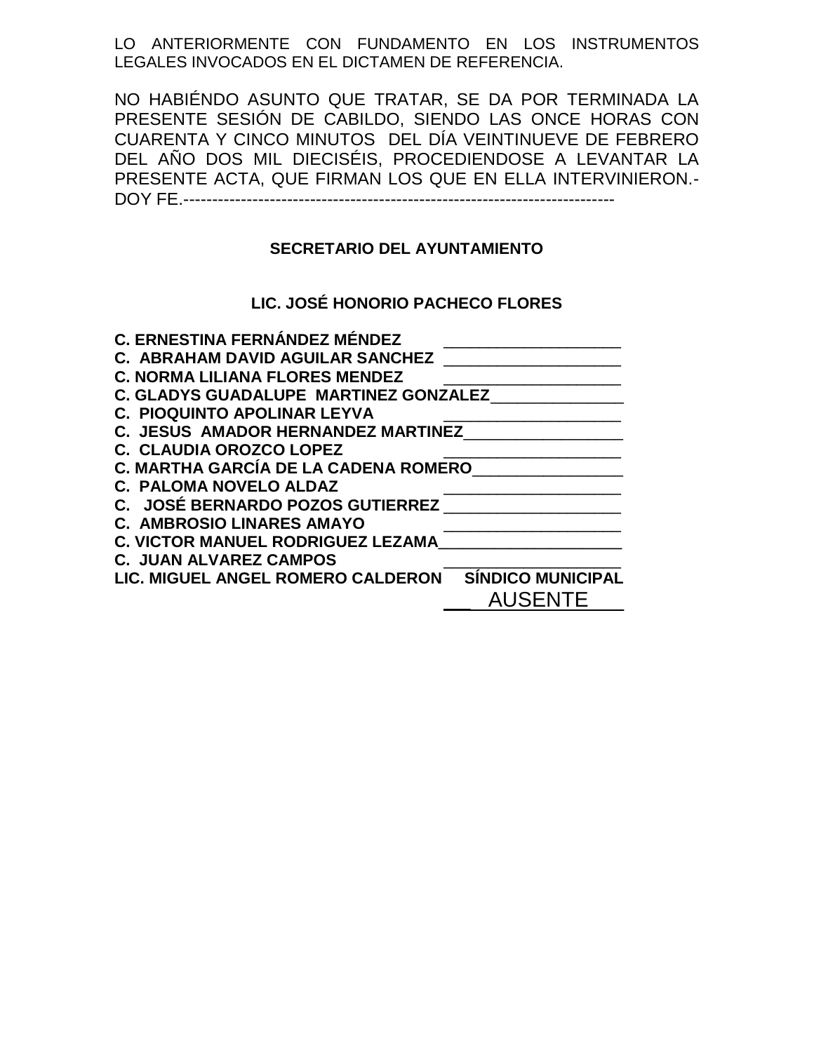LO ANTERIORMENTE CON FUNDAMENTO EN LOS INSTRUMENTOS LEGALES INVOCADOS EN EL DICTAMEN DE REFERENCIA.

NO HABIÉNDO ASUNTO QUE TRATAR, SE DA POR TERMINADA LA PRESENTE SESIÓN DE CABILDO, SIENDO LAS ONCE HORAS CON CUARENTA Y CINCO MINUTOS DEL DÍA VEINTINUEVE DE FEBRERO DEL AÑO DOS MIL DIECISÉIS, PROCEDIENDOSE A LEVANTAR LA PRESENTE ACTA, QUE FIRMAN LOS QUE EN ELLA INTERVINIERON.- DOY FE.---------------------------------------------------------------------------

**SECRETARIO DEL AYUNTAMIENTO**

**LIC. JOSÉ HONORIO PACHECO FLORES**

**C. ERNESTINA FERNÁNDEZ MÉNDEZ** ____________________
**C. ABRAHAM DAVID AGUILAR SANCHEZ** ____________________
**C. NORMA LILIANA FLORES MENDEZ** ____________________
**C. GLADYS GUADALUPE MARTINEZ GONZALEZ**_______________
**C. PIOQUINTO APOLINAR LEYVA** ____________________
**C. JESUS AMADOR HERNANDEZ MARTINEZ**__________________
**C. CLAUDIA OROZCO LOPEZ** ____________________
**C. MARTHA GARCÍA DE LA CADENA ROMERO**_________________
**C. PALOMA NOVELO ALDAZ** ____________________
**C. JOSÉ BERNARDO POZOS GUTIERREZ** ____________________
**C. AMBROSIO LINARES AMAYO** ____________________
**C. VICTOR MANUEL RODRIGUEZ LEZAMA**____________________
**C. JUAN ALVAREZ CAMPOS** ____________________
**LIC. MIGUEL ANGEL ROMERO CALDERON SÍNDICO MUNICIPAL**
AUSENTE